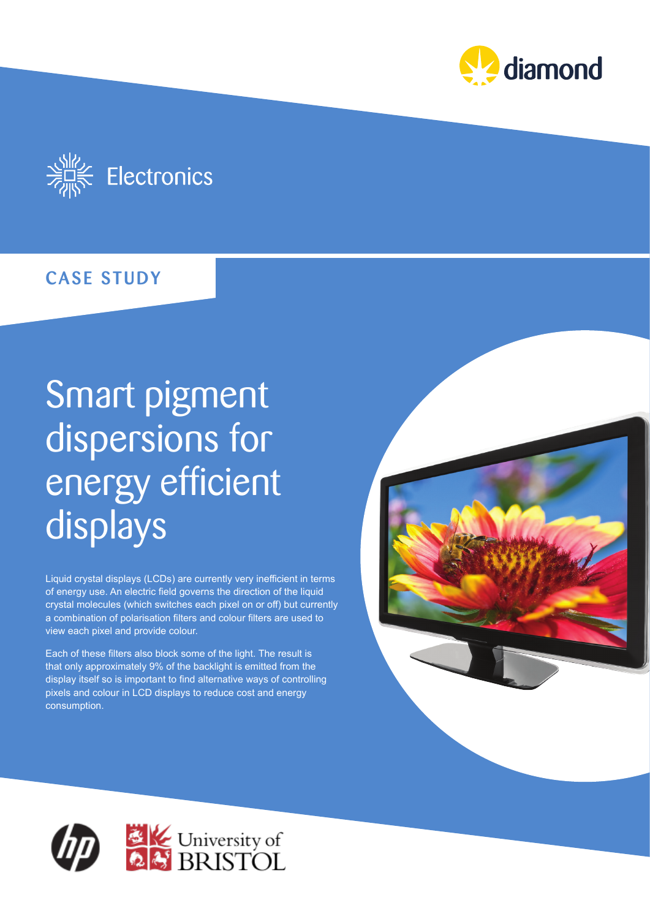diamond

Electronics

CASE STUDY

# Smart pigment dispersions for energy efficient displays

Liquid crystal displays (LCDs) are currently very inefficient in terms of energy use. An electric field governs the direction of the liquid crystal molecules (which switches each pixel on or off) but currently a combination of polarisation filters and colour filters are used to view each pixel and provide colour.

Each of these filters also block some of the light. The result is that only approximately 9% of the backlight is emitted from the display itself so is important to find alternative ways of controlling pixels and colour in LCD displays to reduce cost and energy consumption.

hp

University of BRISTOL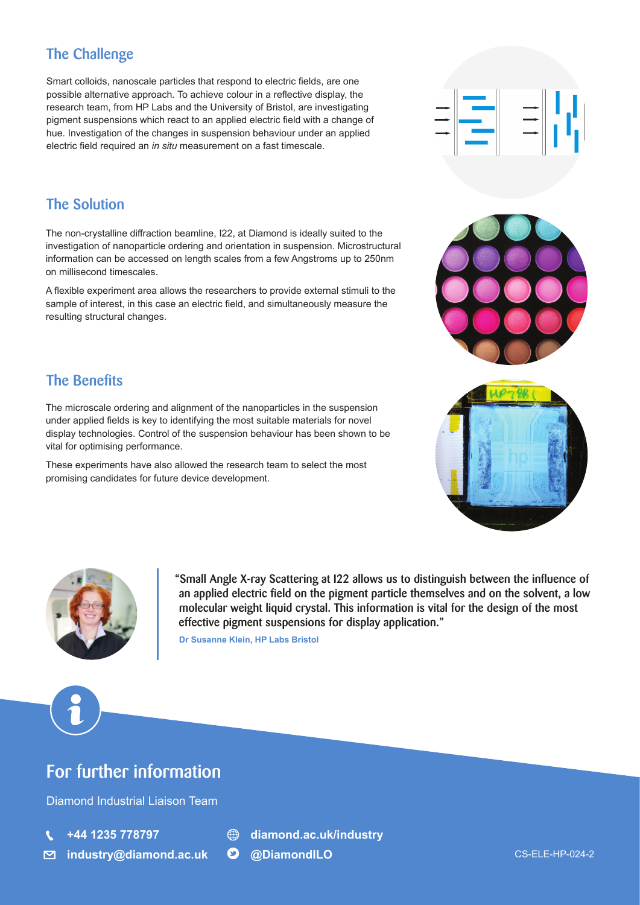## The Challenge

Smart colloids, nanoscale particles that respond to electric fields, are one possible alternative approach. To achieve colour in a reflective display, the research team, from HP Labs and the University of Bristol, are investigating pigment suspensions which react to an applied electric field with a change of hue. Investigation of the changes in suspension behaviour under an applied electric field required an *in situ* measurement on a fast timescale.

## The Solution

The non-crystalline diffraction beamline, I22, at Diamond is ideally suited to the investigation of nanoparticle ordering and orientation in suspension. Microstructural information can be accessed on length scales from a few Angstroms up to 250nm on millisecond timescales.

A flexible experiment area allows the researchers to provide external stimuli to the sample of interest, in this case an electric field, and simultaneously measure the resulting structural changes.

## The Benefits

The microscale ordering and alignment of the nanoparticles in the suspension under applied fields is key to identifying the most suitable materials for novel display technologies. Control of the suspension behaviour has been shown to be vital for optimising performance.

These experiments have also allowed the research team to select the most promising candidates for future device development.

> "Small Angle X-ray Scattering at I22 allows us to distinguish between the influence of an applied electric field on the pigment particle themselves and on the solvent, a low molecular weight liquid crystal. This information is vital for the design of the most effective pigment suspensions for display application."
>
> **Dr Susanne Klein, HP Labs Bristol**

## For further information

Diamond Industrial Liaison Team

**+44 1235 778797**

**industry@diamond.ac.uk**

**diamond.ac.uk/industry**

**@DiamondILO**

CS-ELE-HP-024-2